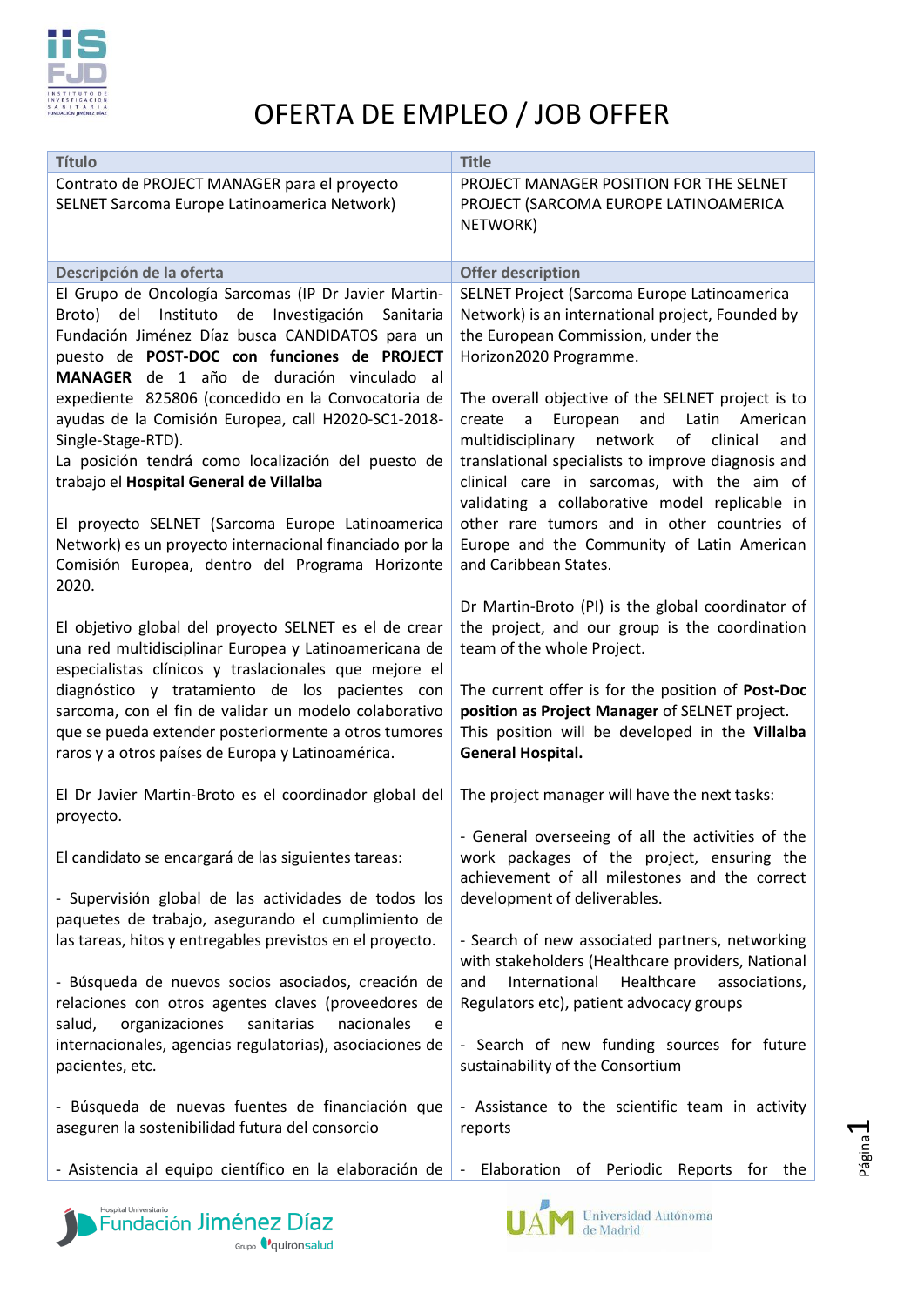# OFERTA DE EMPLEO / JOB OFFER

| Título | Title |
|---|---|
| Contrato de PROJECT MANAGER para el proyecto SELNET Sarcoma Europe Latinoamerica Network) | PROJECT MANAGER POSITION FOR THE SELNET PROJECT (SARCOMA EUROPE LATINOAMERICA NETWORK) |
| **Descripción de la oferta** | **Offer description** |
| El Grupo de Oncología Sarcomas (IP Dr Javier Martin-Broto) del Instituto de Investigación Sanitaria Fundación Jiménez Díaz busca CANDIDATOS para un puesto de **POST-DOC con funciones de PROJECT MANAGER** de 1 año de duración vinculado al expediente 825806 (concedido en la Convocatoria de ayudas de la Comisión Europea, call H2020-SC1-2018-Single-Stage-RTD).<br>La posición tendrá como localización del puesto de trabajo el **Hospital General de Villalba**<br><br>El proyecto SELNET (Sarcoma Europe Latinoamerica Network) es un proyecto internacional financiado por la Comisión Europea, dentro del Programa Horizonte 2020.<br><br>El objetivo global del proyecto SELNET es el de crear una red multidisciplinar Europea y Latinoamericana de especialistas clínicos y traslacionales que mejore el diagnóstico y tratamiento de los pacientes con sarcoma, con el fin de validar un modelo colaborativo que se pueda extender posteriormente a otros tumores raros y a otros países de Europa y Latinoamérica.<br><br>El Dr Javier Martin-Broto es el coordinador global del proyecto.<br><br>El candidato se encargará de las siguientes tareas:<br><br>- Supervisión global de las actividades de todos los paquetes de trabajo, asegurando el cumplimiento de las tareas, hitos y entregables previstos en el proyecto.<br><br>- Búsqueda de nuevos socios asociados, creación de relaciones con otros agentes claves (proveedores de salud, organizaciones sanitarias nacionales e internacionales, agencias regulatorias), asociaciones de pacientes, etc.<br><br>- Búsqueda de nuevas fuentes de financiación que aseguren la sostenibilidad futura del consorcio<br><br>- Asistencia al equipo científico en la elaboración de | SELNET Project (Sarcoma Europe Latinoamerica Network) is an international project, Founded by the European Commission, under the Horizon2020 Programme.<br><br>The overall objective of the SELNET project is to create a European and Latin American multidisciplinary network of clinical and translational specialists to improve diagnosis and clinical care in sarcomas, with the aim of validating a collaborative model replicable in other rare tumors and in other countries of Europe and the Community of Latin American and Caribbean States.<br><br>Dr Martin-Broto (PI) is the global coordinator of the project, and our group is the coordination team of the whole Project.<br><br>The current offer is for the position of **Post-Doc position as Project Manager** of SELNET project. This position will be developed in the **Villalba General Hospital.**<br><br>The project manager will have the next tasks:<br><br>- General overseeing of all the activities of the work packages of the project, ensuring the achievement of all milestones and the correct development of deliverables.<br><br>- Search of new associated partners, networking with stakeholders (Healthcare providers, National and International Healthcare associations, Regulators etc), patient advocacy groups<br><br>- Search of new funding sources for future sustainability of the Consortium<br><br>- Assistance to the scientific team in activity reports<br><br>- Elaboration of Periodic Reports for the |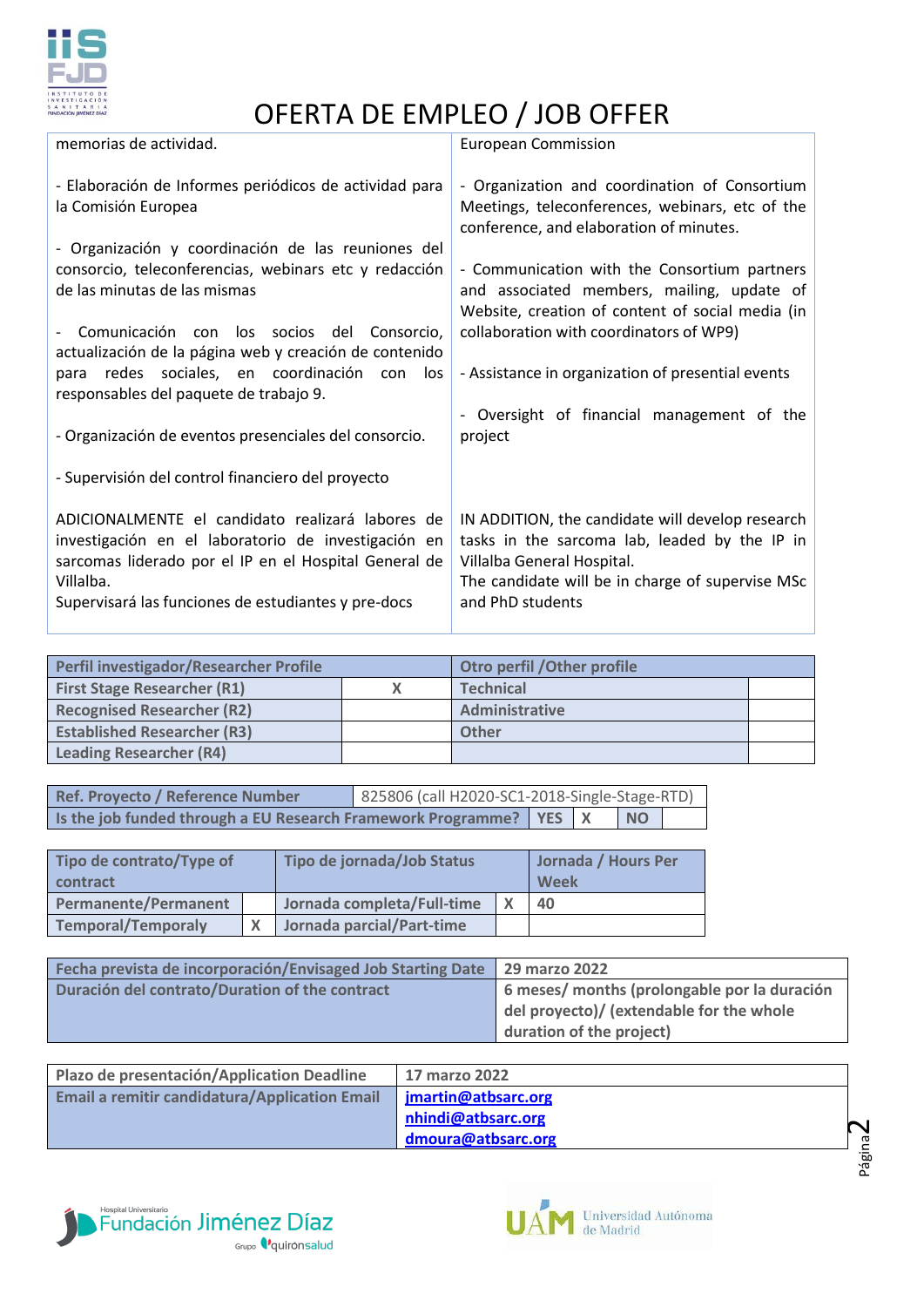# OFERTA DE EMPLEO / JOB OFFER

| | |
|---|---|
| memorias de actividad.<br><br>- Elaboración de Informes periódicos de actividad para la Comisión Europea<br><br>- Organización y coordinación de las reuniones del consorcio, teleconferencias, webinars etc y redacción de las minutas de las mismas<br><br>- Comunicación con los socios del Consorcio, actualización de la página web y creación de contenido para redes sociales, en coordinación con los responsables del paquete de trabajo 9.<br><br>- Organización de eventos presenciales del consorcio.<br><br>- Supervisión del control financiero del proyecto<br><br>ADICIONALMENTE el candidato realizará labores de investigación en el laboratorio de investigación en sarcomas liderado por el IP en el Hospital General de Villalba.<br>Supervisará las funciones de estudiantes y pre-docs | European Commission<br><br>- Organization and coordination of Consortium Meetings, teleconferences, webinars, etc of the conference, and elaboration of minutes.<br><br>- Communication with the Consortium partners and associated members, mailing, update of Website, creation of content of social media (in collaboration with coordinators of WP9)<br><br>- Assistance in organization of presential events<br><br>- Oversight of financial management of the project<br><br>IN ADDITION, the candidate will develop research tasks in the sarcoma lab, leaded by the IP in Villalba General Hospital.<br>The candidate will be in charge of supervise MSc and PhD students |

| Perfil investigador/Researcher Profile | | Otro perfil /Other profile | |
|---|---|---|---|
| First Stage Researcher (R1) | X | Technical | |
| Recognised Researcher (R2) | | Administrative | |
| Established Researcher (R3) | | Other | |
| Leading Researcher (R4) | | | |

| Ref. Proyecto / Reference Number | 825806 (call H2020-SC1-2018-Single-Stage-RTD) | | | |
|---|---|---|---|---|
| Is the job funded through a EU Research Framework Programme? | YES | X | NO | |

| Tipo de contrato/Type of contract | | Tipo de jornada/Job Status | | Jornada / Hours Per Week |
|---|---|---|---|---|
| Permanente/Permanent | | Jornada completa/Full-time | X | 40 |
| Temporal/Temporaly | X | Jornada parcial/Part-time | | |

| Fecha prevista de incorporación/Envisaged Job Starting Date | 29 marzo 2022 |
|---|---|
| Duración del contrato/Duration of the contract | 6 meses/ months (prolongable por la duración del proyecto)/ (extendable for the whole duration of the project) |

| Plazo de presentación/Application Deadline | 17 marzo 2022 |
|---|---|
| Email a remitir candidatura/Application Email | jmartin@atbsarc.org<br>nhindi@atbsarc.org<br>dmoura@atbsarc.org |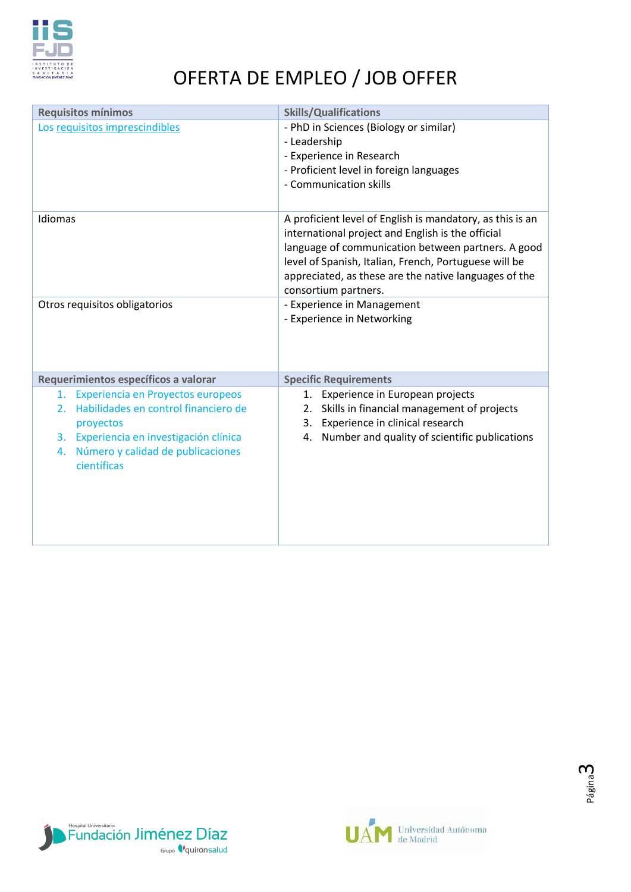# OFERTA DE EMPLEO / JOB OFFER

| Requisitos mínimos | Skills/Qualifications |
|---|---|
| Los requisitos imprescindibles | - PhD in Sciences (Biology or similar)<br>- Leadership<br>- Experience in Research<br>- Proficient level in foreign languages<br>- Communication skills |
| Idiomas | A proficient level of English is mandatory, as this is an international project and English is the official language of communication between partners. A good level of Spanish, Italian, French, Portuguese will be appreciated, as these are the native languages of the consortium partners. |
| Otros requisitos obligatorios | - Experience in Management<br>- Experience in Networking |
| **Requerimientos específicos a valorar** | **Specific Requirements** |
| 1. Experiencia en Proyectos europeos<br>2. Habilidades en control financiero de proyectos<br>3. Experiencia en investigación clínica<br>4. Número y calidad de publicaciones científicas | 1. Experience in European projects<br>2. Skills in financial management of projects<br>3. Experience in clinical research<br>4. Number and quality of scientific publications |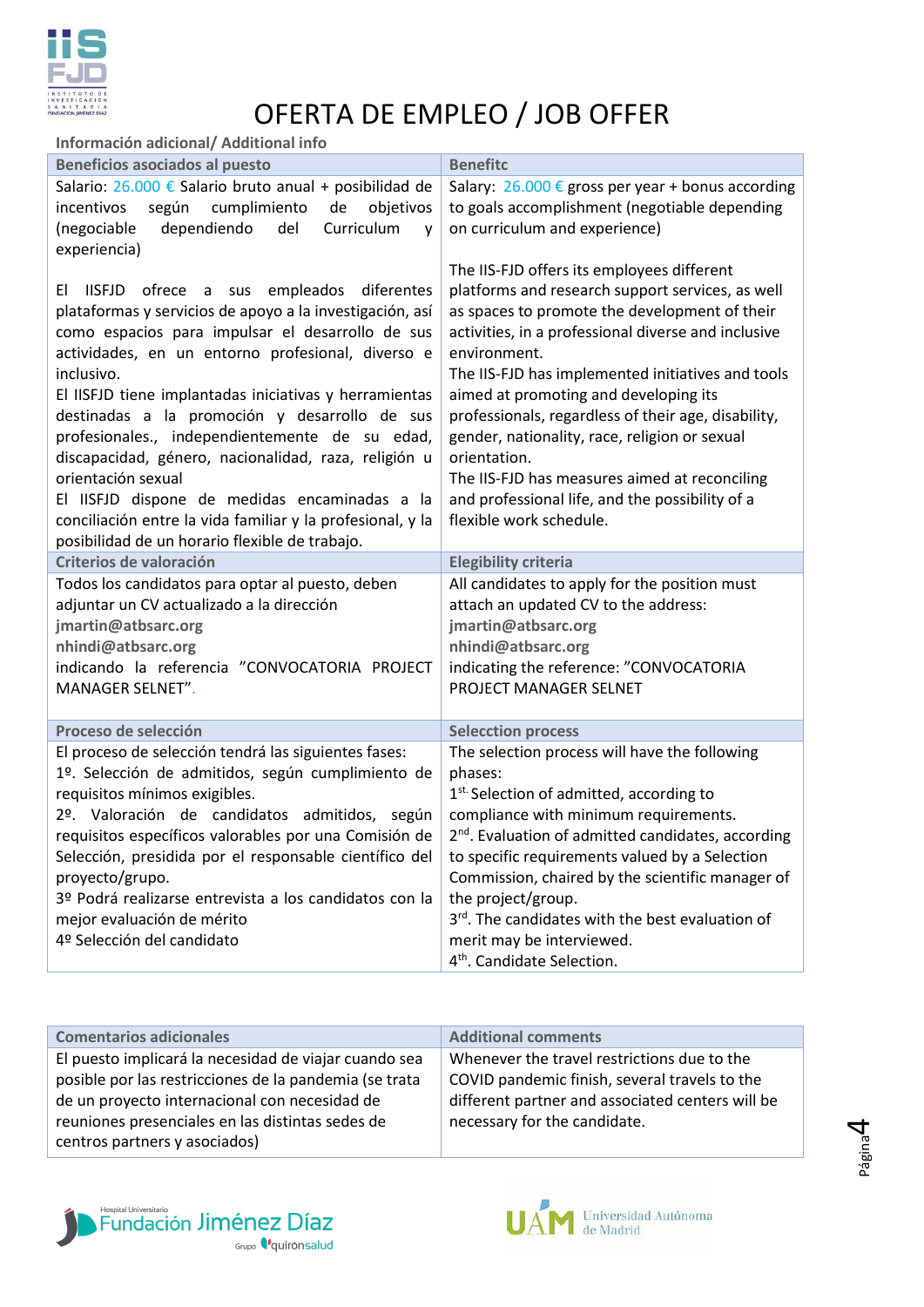# OFERTA DE EMPLEO / JOB OFFER

**Información adicional/ Additional info**

| Beneficios asociados al puesto | Benefitc |
|---|---|
| Salario: 26.000 € Salario bruto anual + posibilidad de incentivos según cumplimiento de objetivos (negociable dependiendo del Curriculum y experiencia)<br><br>El IISFJD ofrece a sus empleados diferentes plataformas y servicios de apoyo a la investigación, así como espacios para impulsar el desarrollo de sus actividades, en un entorno profesional, diverso e inclusivo.<br>El IISFJD tiene implantadas iniciativas y herramientas destinadas a la promoción y desarrollo de sus profesionales., independientemente de su edad, discapacidad, género, nacionalidad, raza, religión u orientación sexual<br>El IISFJD dispone de medidas encaminadas a la conciliación entre la vida familiar y la profesional, y la posibilidad de un horario flexible de trabajo. | Salary: 26.000 € gross per year + bonus according to goals accomplishment (negotiable depending on curriculum and experience)<br><br>The IIS-FJD offers its employees different platforms and research support services, as well as spaces to promote the development of their activities, in a professional diverse and inclusive environment.<br>The IIS-FJD has implemented initiatives and tools aimed at promoting and developing its professionals, regardless of their age, disability, gender, nationality, race, religion or sexual orientation.<br>The IIS-FJD has measures aimed at reconciling and professional life, and the possibility of a flexible work schedule. |
| **Criterios de valoración** | **Elegibility criteria** |
| Todos los candidatos para optar al puesto, deben adjuntar un CV actualizado a la dirección<br>**jmartin@atbsarc.org**<br>**nhindi@atbsarc.org**<br>indicando la referencia "CONVOCATORIA PROJECT MANAGER SELNET". | All candidates to apply for the position must attach an updated CV to the address:<br>**jmartin@atbsarc.org**<br>**nhindi@atbsarc.org**<br>indicating the reference: "CONVOCATORIA PROJECT MANAGER SELNET |
| **Proceso de selección** | **Selecction process** |
| El proceso de selección tendrá las siguientes fases:<br>1º. Selección de admitidos, según cumplimiento de requisitos mínimos exigibles.<br>2º. Valoración de candidatos admitidos, según requisitos específicos valorables por una Comisión de Selección, presidida por el responsable científico del proyecto/grupo.<br>3º Podrá realizarse entrevista a los candidatos con la mejor evaluación de mérito<br>4º Selección del candidato | The selection process will have the following phases:<br>1st. Selection of admitted, according to compliance with minimum requirements.<br>2nd. Evaluation of admitted candidates, according to specific requirements valued by a Selection Commission, chaired by the scientific manager of the project/group.<br>3rd. The candidates with the best evaluation of merit may be interviewed.<br>4th. Candidate Selection. |

| Comentarios adicionales | Additional comments |
|---|---|
| El puesto implicará la necesidad de viajar cuando sea posible por las restricciones de la pandemia (se trata de un proyecto internacional con necesidad de reuniones presenciales en las distintas sedes de centros partners y asociados) | Whenever the travel restrictions due to the COVID pandemic finish, several travels to the different partner and associated centers will be necessary for the candidate. |